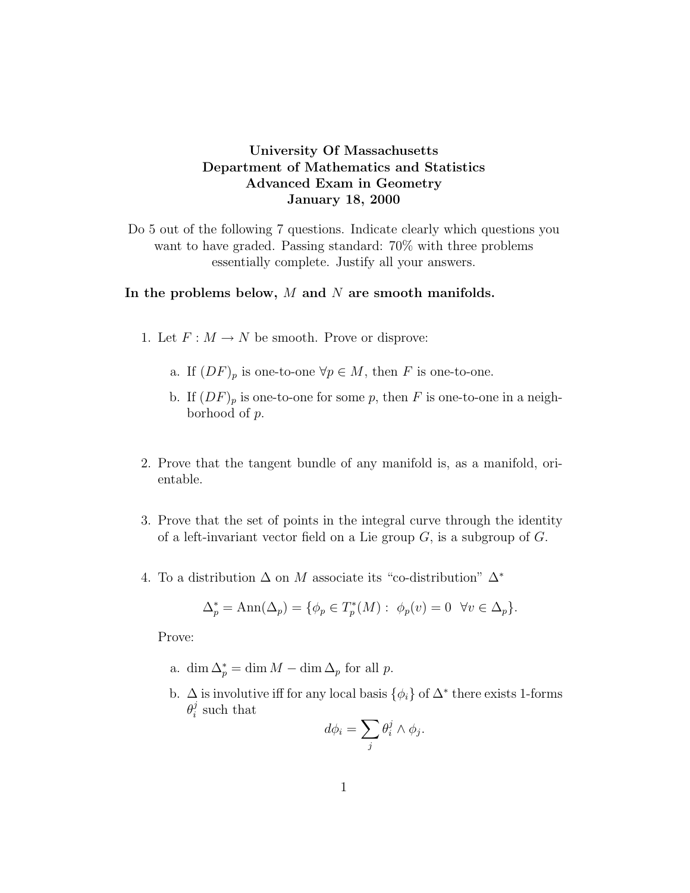**University Of Massachusetts**
**Department of Mathematics and Statistics**
**Advanced Exam in Geometry**
**January 18, 2000**

Do 5 out of the following 7 questions. Indicate clearly which questions you want to have graded. Passing standard: 70% with three problems essentially complete. Justify all your answers.

**In the problems below, $M$ and $N$ are smooth manifolds.**

1. Let $F : M \to N$ be smooth. Prove or disprove:

   a. If $(DF)_p$ is one-to-one $\forall p \in M$, then $F$ is one-to-one.

   b. If $(DF)_p$ is one-to-one for some $p$, then $F$ is one-to-one in a neighborhood of $p$.

2. Prove that the tangent bundle of any manifold is, as a manifold, orientable.

3. Prove that the set of points in the integral curve through the identity of a left-invariant vector field on a Lie group $G$, is a subgroup of $G$.

4. To a distribution $\Delta$ on $M$ associate its "co-distribution" $\Delta^*$

$$\Delta_p^* = \mathrm{Ann}(\Delta_p) = \{\phi_p \in T_p^*(M) : \ \phi_p(v) = 0 \ \ \forall v \in \Delta_p\}.$$

   Prove:

   a. $\dim \Delta_p^* = \dim M - \dim \Delta_p$ for all $p$.

   b. $\Delta$ is involutive iff for any local basis $\{\phi_i\}$ of $\Delta^*$ there exists 1-forms $\theta_i^j$ such that

$$d\phi_i = \sum_j \theta_i^j \wedge \phi_j.$$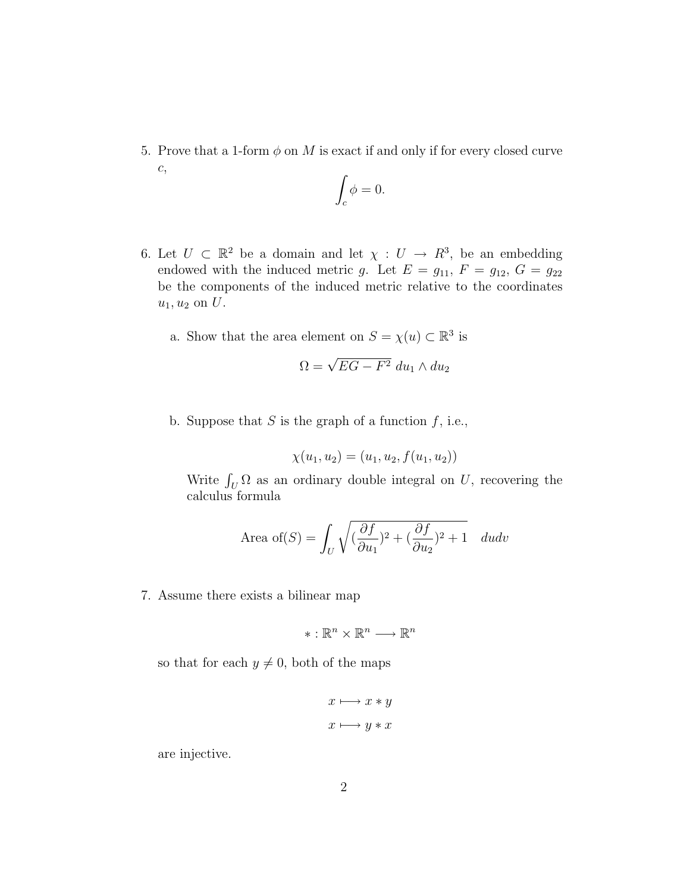5. Prove that a 1-form $\phi$ on $M$ is exact if and only if for every closed curve $c$,

$$\int_c \phi = 0.$$

6. Let $U \subset \mathbb{R}^2$ be a domain and let $\chi : U \to R^3$, be an embedding endowed with the induced metric $g$. Let $E = g_{11}$, $F = g_{12}$, $G = g_{22}$ be the components of the induced metric relative to the coordinates $u_1, u_2$ on $U$.

   a. Show that the area element on $S = \chi(u) \subset \mathbb{R}^3$ is

   $$\Omega = \sqrt{EG - F^2}\; du_1 \wedge du_2$$

   b. Suppose that $S$ is the graph of a function $f$, i.e.,

   $$\chi(u_1, u_2) = (u_1, u_2, f(u_1, u_2))$$

   Write $\int_U \Omega$ as an ordinary double integral on $U$, recovering the calculus formula

   $$\text{Area of}(S) = \int_U \sqrt{(\frac{\partial f}{\partial u_1})^2 + (\frac{\partial f}{\partial u_2})^2 + 1} \quad dudv$$

7. Assume there exists a bilinear map

   $$* : \mathbb{R}^n \times \mathbb{R}^n \longrightarrow \mathbb{R}^n$$

   so that for each $y \neq 0$, both of the maps

   $$x \longmapsto x * y$$
   $$x \longmapsto y * x$$

   are injective.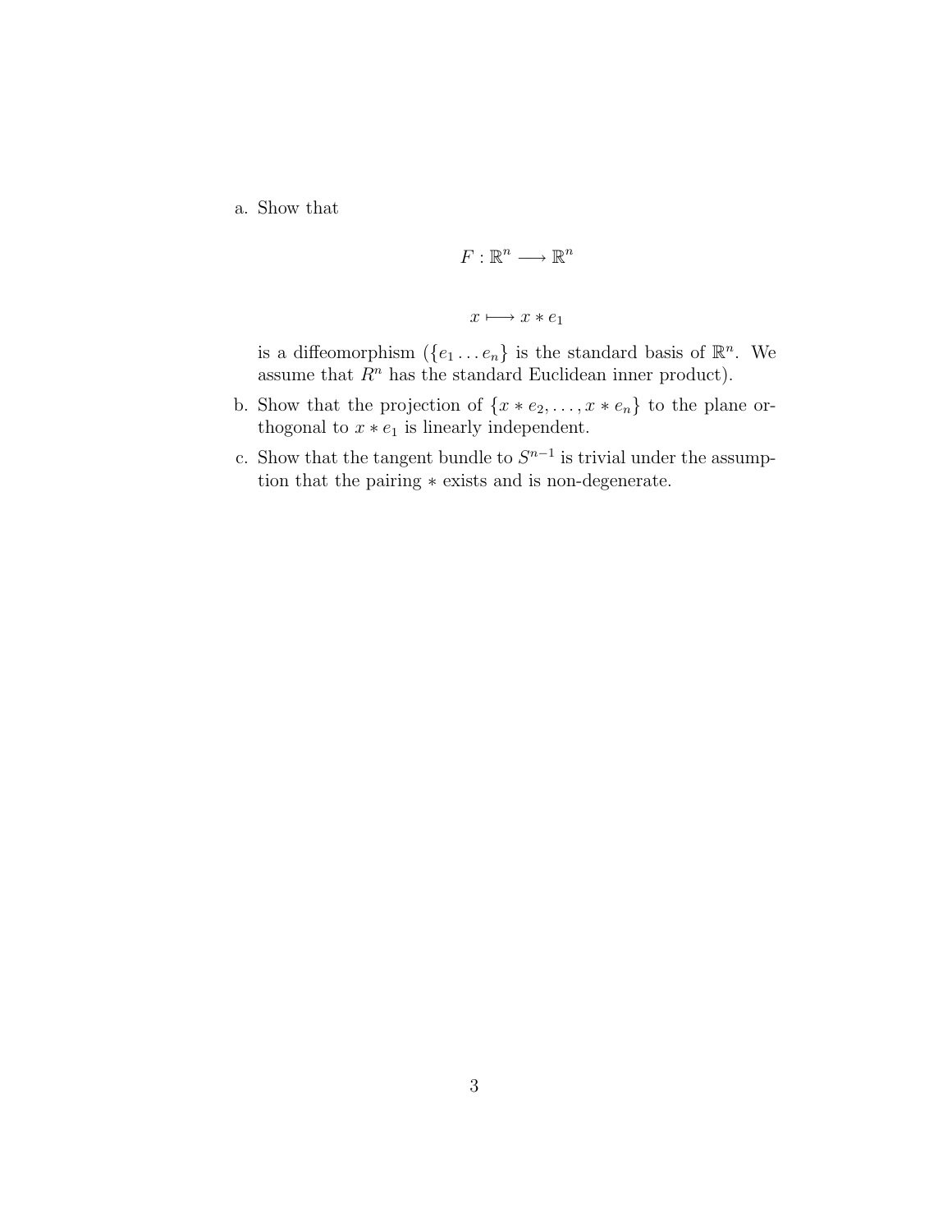a. Show that

$$F : \mathbb{R}^n \longrightarrow \mathbb{R}^n$$

$$x \longmapsto x * e_1$$

is a diffeomorphism ($\{e_1 \dots e_n\}$ is the standard basis of $\mathbb{R}^n$. We assume that $R^n$ has the standard Euclidean inner product).

b. Show that the projection of $\{x * e_2, \dots, x * e_n\}$ to the plane orthogonal to $x * e_1$ is linearly independent.

c. Show that the tangent bundle to $S^{n-1}$ is trivial under the assumption that the pairing $*$ exists and is non-degenerate.